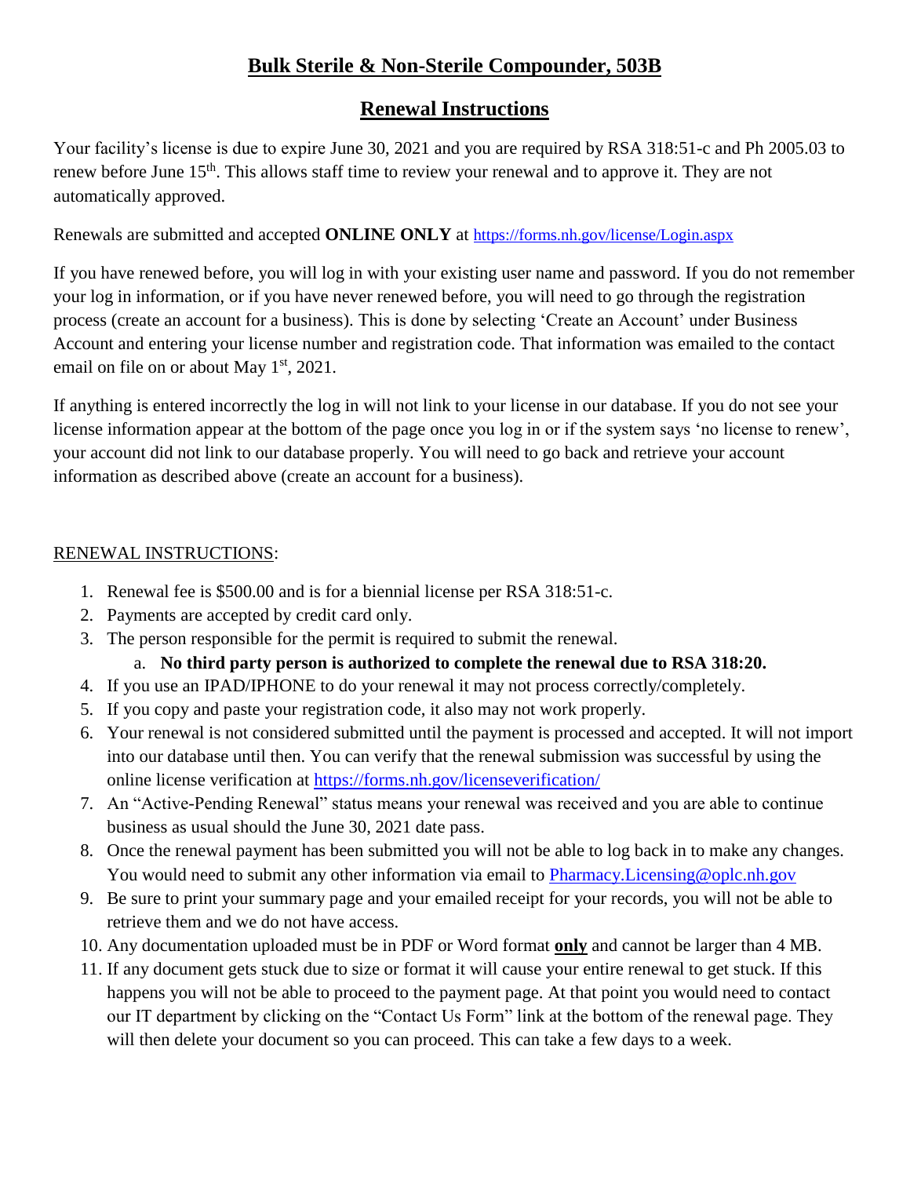# **Bulk Sterile & Non-Sterile Compounder, 503B**

## **Renewal Instructions**

Your facility's license is due to expire June 30, 2021 and you are required by RSA 318:51-c and Ph 2005.03 to renew before June 15th. This allows staff time to review your renewal and to approve it. They are not automatically approved.

Renewals are submitted and accepted **ONLINE ONLY** at https://forms.nh.gov/license/Login.aspx

If you have renewed before, you will log in with your existing user name and password. If you do not remember your log in information, or if you have never renewed before, you will need to go through the registration process (create an account for a business). This is done by selecting 'Create an Account' under Business Account and entering your license number and registration code. That information was emailed to the contact email on file on or about May 1st, 2021.

If anything is entered incorrectly the log in will not link to your license in our database. If you do not see your license information appear at the bottom of the page once you log in or if the system says 'no license to renew', your account did not link to our database properly. You will need to go back and retrieve your account information as described above (create an account for a business).

RENEWAL INSTRUCTIONS:

1. Renewal fee is $500.00 and is for a biennial license per RSA 318:51-c.
2. Payments are accepted by credit card only.
3. The person responsible for the permit is required to submit the renewal.
    a. **No third party person is authorized to complete the renewal due to RSA 318:20.**
4. If you use an IPAD/IPHONE to do your renewal it may not process correctly/completely.
5. If you copy and paste your registration code, it also may not work properly.
6. Your renewal is not considered submitted until the payment is processed and accepted. It will not import into our database until then. You can verify that the renewal submission was successful by using the online license verification at https://forms.nh.gov/licenseverification/
7. An "Active-Pending Renewal" status means your renewal was received and you are able to continue business as usual should the June 30, 2021 date pass.
8. Once the renewal payment has been submitted you will not be able to log back in to make any changes. You would need to submit any other information via email to Pharmacy.Licensing@oplc.nh.gov
9. Be sure to print your summary page and your emailed receipt for your records, you will not be able to retrieve them and we do not have access.
10. Any documentation uploaded must be in PDF or Word format **only** and cannot be larger than 4 MB.
11. If any document gets stuck due to size or format it will cause your entire renewal to get stuck. If this happens you will not be able to proceed to the payment page. At that point you would need to contact our IT department by clicking on the "Contact Us Form" link at the bottom of the renewal page. They will then delete your document so you can proceed. This can take a few days to a week.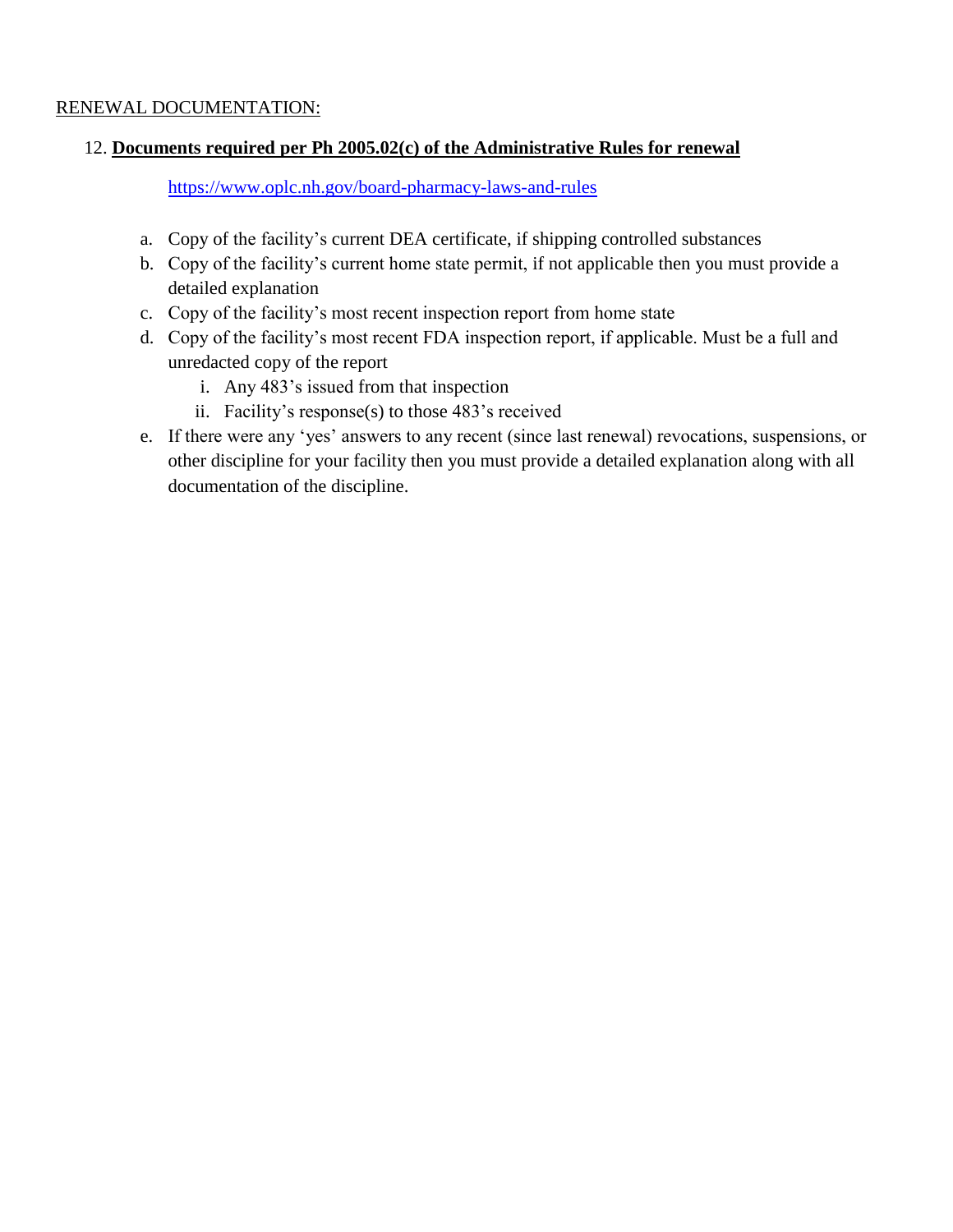RENEWAL DOCUMENTATION:

12. **Documents required per Ph 2005.02(c) of the Administrative Rules for renewal**

    https://www.oplc.nh.gov/board-pharmacy-laws-and-rules

    a. Copy of the facility's current DEA certificate, if shipping controlled substances
    b. Copy of the facility's current home state permit, if not applicable then you must provide a detailed explanation
    c. Copy of the facility's most recent inspection report from home state
    d. Copy of the facility's most recent FDA inspection report, if applicable. Must be a full and unredacted copy of the report
        i. Any 483's issued from that inspection
        ii. Facility's response(s) to those 483's received
    e. If there were any 'yes' answers to any recent (since last renewal) revocations, suspensions, or other discipline for your facility then you must provide a detailed explanation along with all documentation of the discipline.